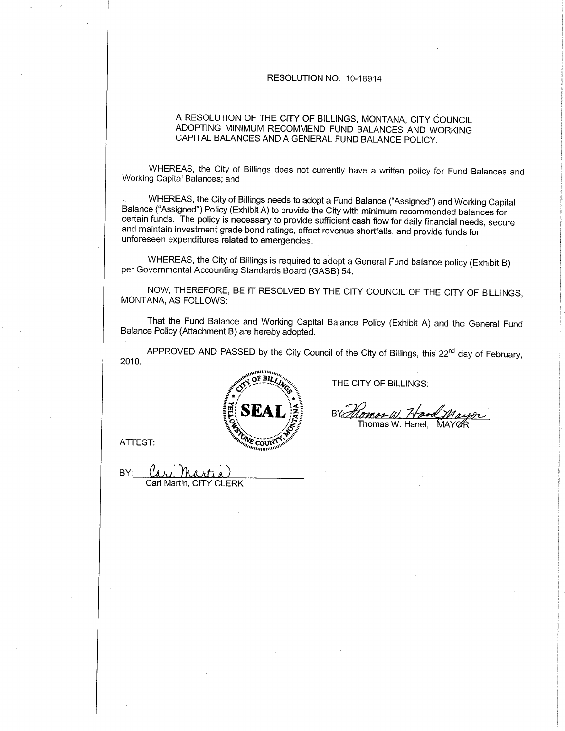RESOLUTION NO. 10-18914

A RESOLUTION OF THE CITY OF BILLINGS, MONTANA, CITY COUNCIL ADOPTING MINIMUM RECOMMEND FUND BALANCES AND WORKING CAPITAL BALANCES AND A GENERAL FUND BALANCE POLICY.

WHEREAS, the City of Billings does not currently have a written policy for Fund Balances and Working Capital Balances; and

WHEREAS, the City of Billings needs to adopt a Fund Balance ("Assigned") and Working Capital Balance ("Assigned") Policy (Exhibit A) to provide the City with minimum recommended balances for certain funds. The policy is necessary to provide sufficient cash flow for daily financial needs, secure and maintain investment grade bond ratings, offset revenue shortfalls, and provide funds for unforeseen expenditures related to emergencies.

WHEREAS, the City of Billings is required to adopt a General Fund balance policy (Exhibit B) per Governmental Accounting Standards Board (GASB) 54.

NOW, THEREFORE, BE IT RESOLVED BY THE CITY COUNCIL OF THE CITY OF BILLINGS, MONTANA, AS FOLLOWS:

That the Fund Balance and Working Capital Balance Policy (Exhibit A) and the General Fund Balance Policy (Attachment B) are hereby adopted.

APPROVED AND PASSED by the City Council of the City of Billings, this 22nd day of February, 2010.

THE CITY OF BILLINGS:

BY: Thomas W. Hanel Mayor
Thomas W. Hanel, MAYOR

SEAL — CITY OF BILLINGS, YELLOWSTONE COUNTY, MONTANA

ATTEST:

BY: Cari Martin
Cari Martin, CITY CLERK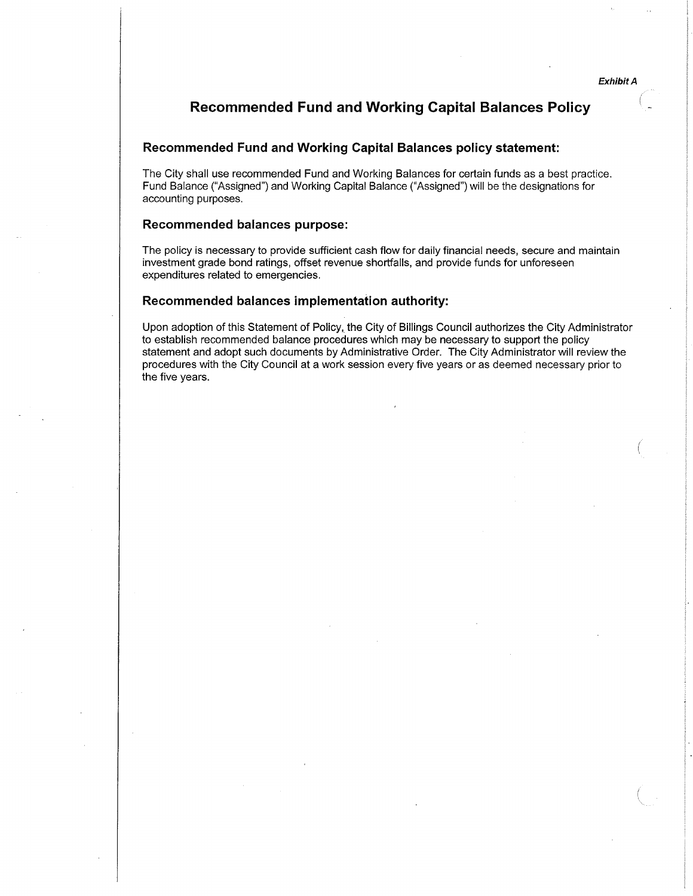*Exhibit A*

# Recommended Fund and Working Capital Balances Policy

## Recommended Fund and Working Capital Balances policy statement:

The City shall use recommended Fund and Working Balances for certain funds as a best practice. Fund Balance ("Assigned") and Working Capital Balance ("Assigned") will be the designations for accounting purposes.

## Recommended balances purpose:

The policy is necessary to provide sufficient cash flow for daily financial needs, secure and maintain investment grade bond ratings, offset revenue shortfalls, and provide funds for unforeseen expenditures related to emergencies.

## Recommended balances implementation authority:

Upon adoption of this Statement of Policy, the City of Billings Council authorizes the City Administrator to establish recommended balance procedures which may be necessary to support the policy statement and adopt such documents by Administrative Order. The City Administrator will review the procedures with the City Council at a work session every five years or as deemed necessary prior to the five years.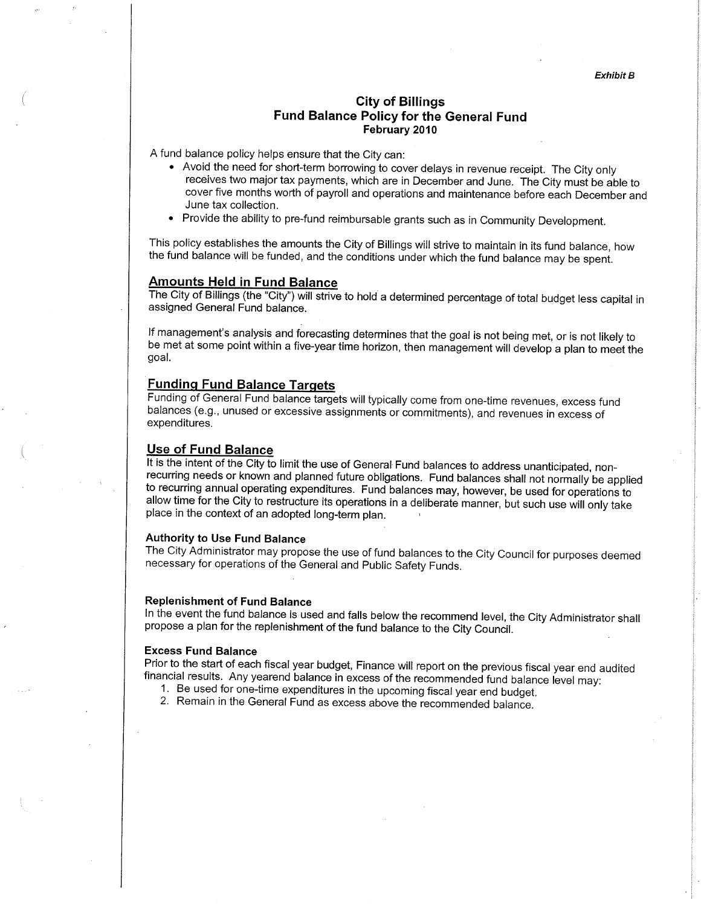*Exhibit B*

# City of Billings
## Fund Balance Policy for the General Fund
**February 2010**

A fund balance policy helps ensure that the City can:

- Avoid the need for short-term borrowing to cover delays in revenue receipt. The City only receives two major tax payments, which are in December and June. The City must be able to cover five months worth of payroll and operations and maintenance before each December and June tax collection.
- Provide the ability to pre-fund reimbursable grants such as in Community Development.

This policy establishes the amounts the City of Billings will strive to maintain in its fund balance, how the fund balance will be funded, and the conditions under which the fund balance may be spent.

## Amounts Held in Fund Balance

The City of Billings (the "City") will strive to hold a determined percentage of total budget less capital in assigned General Fund balance.

If management's analysis and forecasting determines that the goal is not being met, or is not likely to be met at some point within a five-year time horizon, then management will develop a plan to meet the goal.

## Funding Fund Balance Targets

Funding of General Fund balance targets will typically come from one-time revenues, excess fund balances (e.g., unused or excessive assignments or commitments), and revenues in excess of expenditures.

## Use of Fund Balance

It is the intent of the City to limit the use of General Fund balances to address unanticipated, non-recurring needs or known and planned future obligations. Fund balances shall not normally be applied to recurring annual operating expenditures. Fund balances may, however, be used for operations to allow time for the City to restructure its operations in a deliberate manner, but such use will only take place in the context of an adopted long-term plan.

### Authority to Use Fund Balance

The City Administrator may propose the use of fund balances to the City Council for purposes deemed necessary for operations of the General and Public Safety Funds.

### Replenishment of Fund Balance

In the event the fund balance is used and falls below the recommend level, the City Administrator shall propose a plan for the replenishment of the fund balance to the City Council.

### Excess Fund Balance

Prior to the start of each fiscal year budget, Finance will report on the previous fiscal year end audited financial results. Any yearend balance in excess of the recommended fund balance level may:

1. Be used for one-time expenditures in the upcoming fiscal year end budget.
2. Remain in the General Fund as excess above the recommended balance.